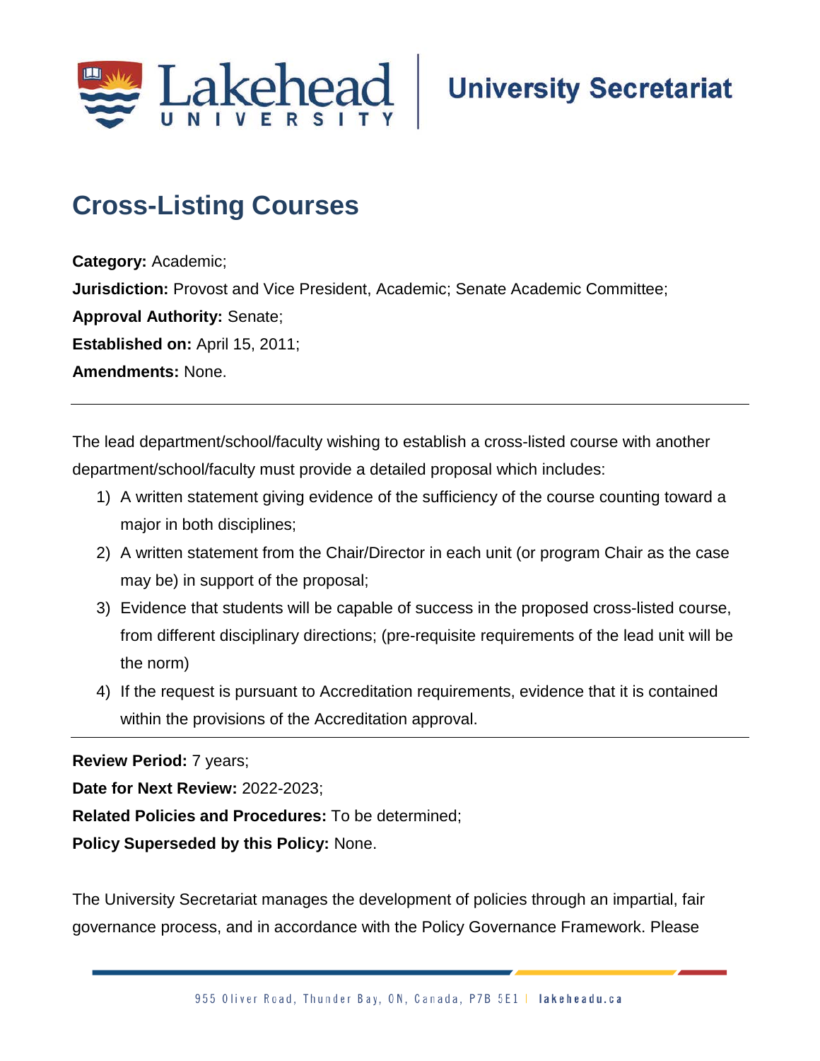# Cross-Listing Courses

**Category:** Academic;
**Jurisdiction:** Provost and Vice President, Academic; Senate Academic Committee;
**Approval Authority:** Senate;
**Established on:** April 15, 2011;
**Amendments:** None.

---

The lead department/school/faculty wishing to establish a cross-listed course with another department/school/faculty must provide a detailed proposal which includes:

1) A written statement giving evidence of the sufficiency of the course counting toward a major in both disciplines;
2) A written statement from the Chair/Director in each unit (or program Chair as the case may be) in support of the proposal;
3) Evidence that students will be capable of success in the proposed cross-listed course, from different disciplinary directions; (pre-requisite requirements of the lead unit will be the norm)
4) If the request is pursuant to Accreditation requirements, evidence that it is contained within the provisions of the Accreditation approval.

---

**Review Period:** 7 years;
**Date for Next Review:** 2022-2023;
**Related Policies and Procedures:** To be determined;
**Policy Superseded by this Policy:** None.

The University Secretariat manages the development of policies through an impartial, fair governance process, and in accordance with the Policy Governance Framework. Please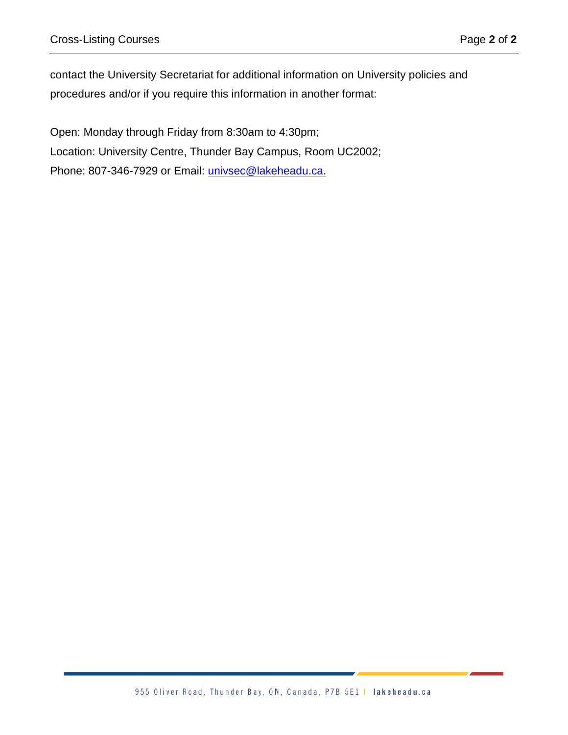contact the University Secretariat for additional information on University policies and procedures and/or if you require this information in another format:

Open: Monday through Friday from 8:30am to 4:30pm;
Location: University Centre, Thunder Bay Campus, Room UC2002;
Phone: 807-346-7929 or Email: univsec@lakeheadu.ca.